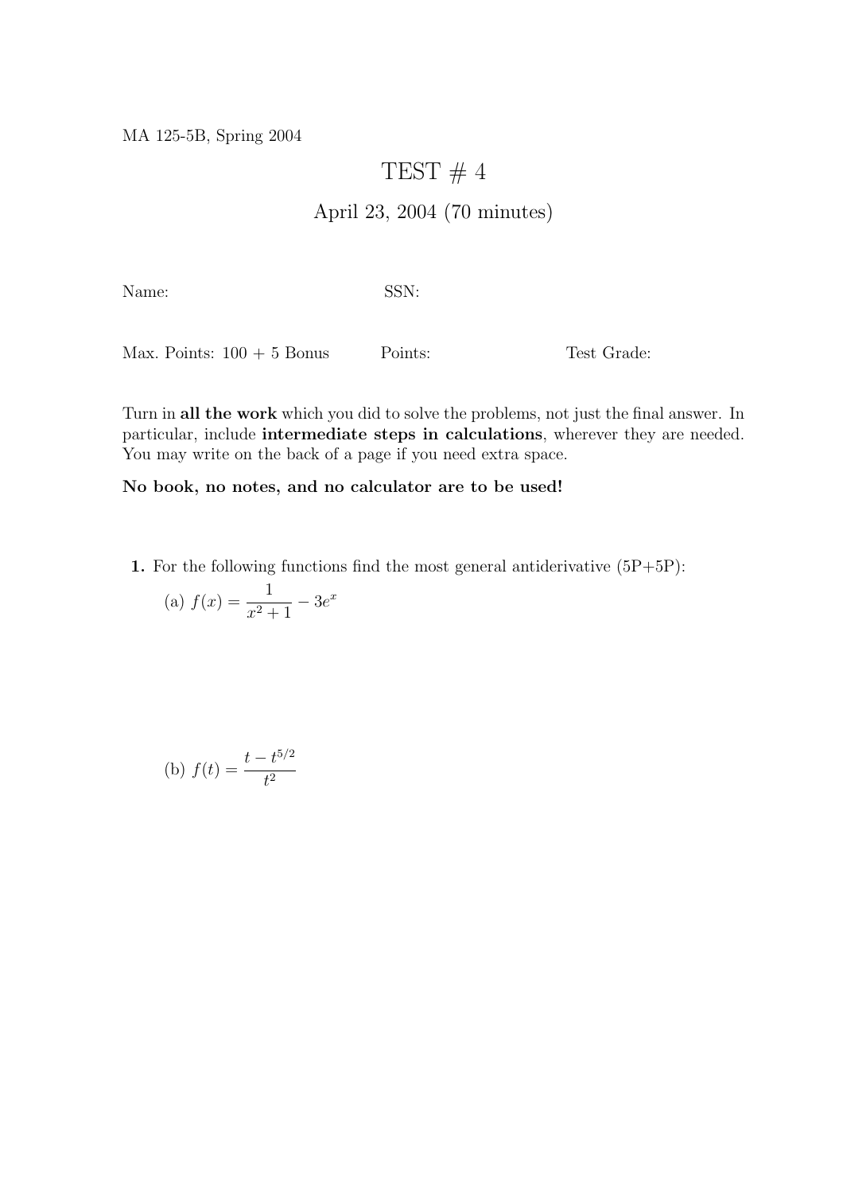MA 125-5B, Spring 2004

# TEST # 4

## April 23, 2004 (70 minutes)

Name: SSN:

Max. Points: 100 + 5 Bonus Points: Test Grade:

Turn in **all the work** which you did to solve the problems, not just the final answer. In particular, include **intermediate steps in calculations**, wherever they are needed. You may write on the back of a page if you need extra space.

**No book, no notes, and no calculator are to be used!**

**1.** For the following functions find the most general antiderivative (5P+5P):

(a) $f(x) = \dfrac{1}{x^2+1} - 3e^x$

(b) $f(t) = \dfrac{t - t^{5/2}}{t^2}$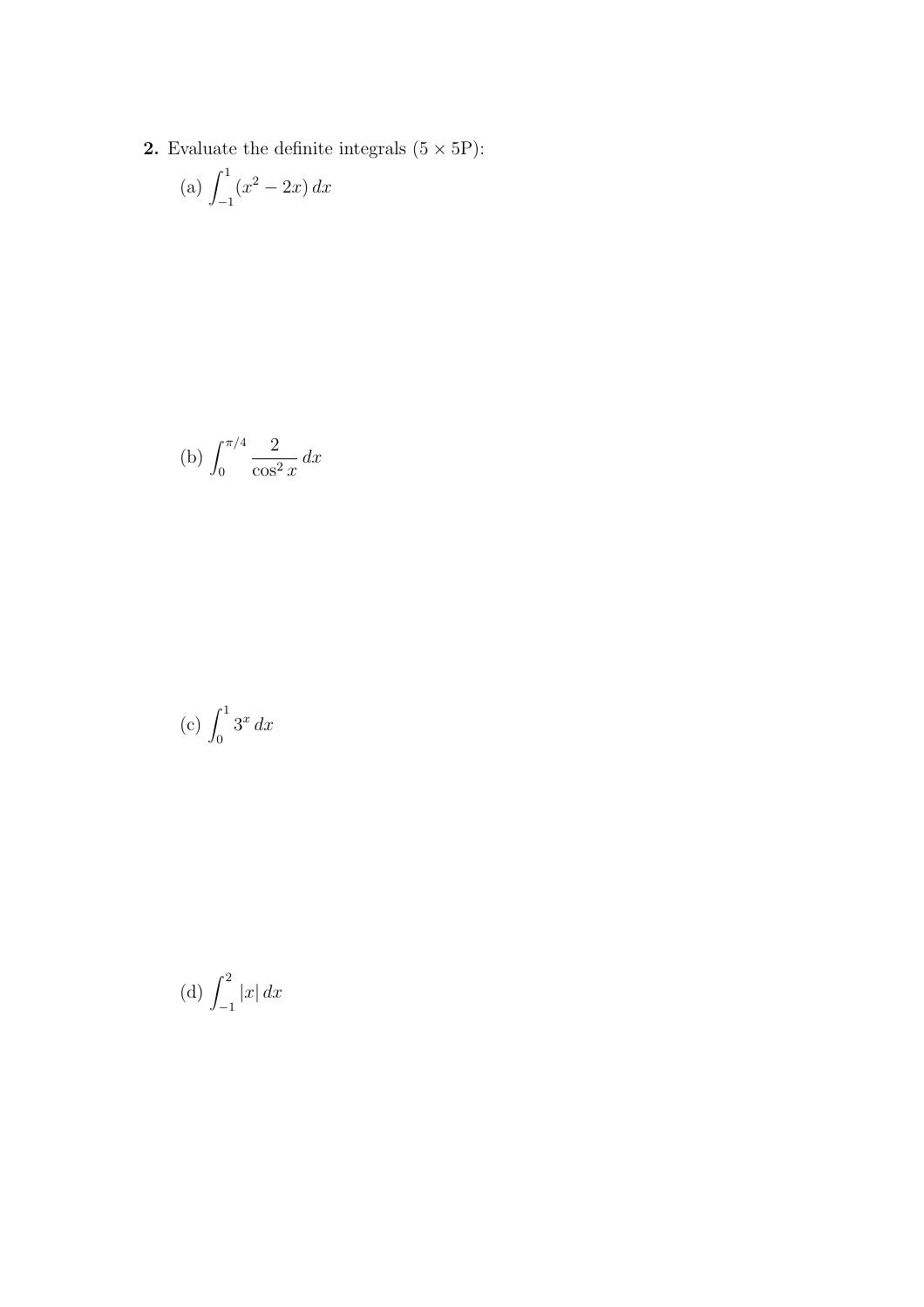**2.** Evaluate the definite integrals ($5 \times 5$P):

(a) $\displaystyle\int_{-1}^{1} (x^2 - 2x)\, dx$

(b) $\displaystyle\int_{0}^{\pi/4} \frac{2}{\cos^2 x}\, dx$

(c) $\displaystyle\int_{0}^{1} 3^x\, dx$

(d) $\displaystyle\int_{-1}^{2} |x|\, dx$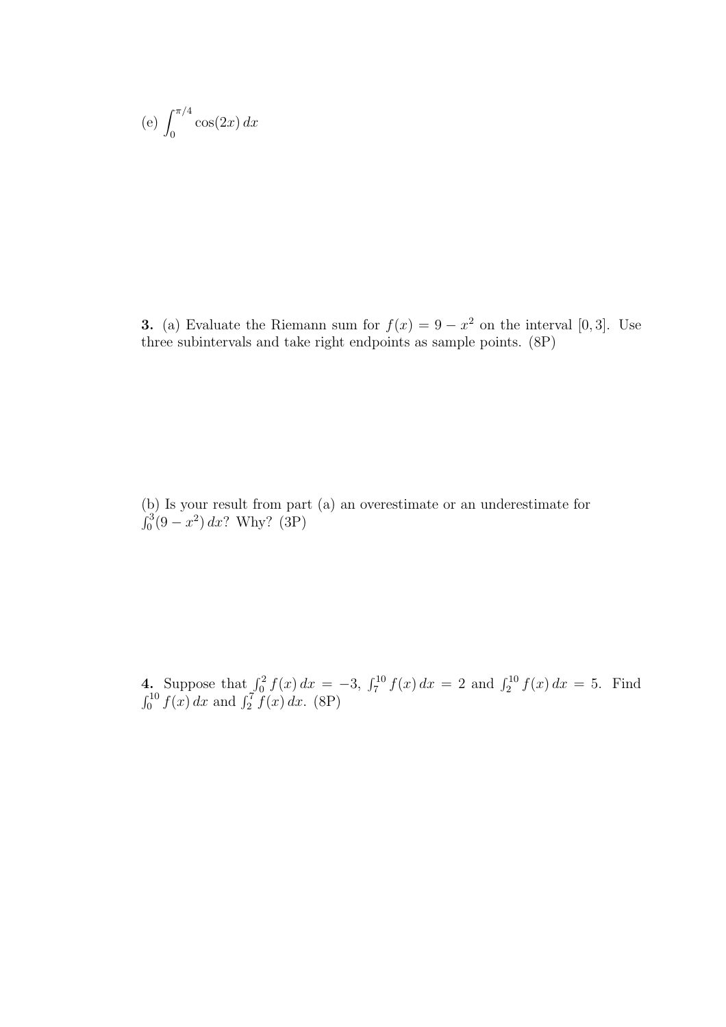(e) $\int_0^{\pi/4} \cos(2x)\, dx$

**3.** (a) Evaluate the Riemann sum for $f(x) = 9 - x^2$ on the interval $[0, 3]$. Use three subintervals and take right endpoints as sample points. (8P)

(b) Is your result from part (a) an overestimate or an underestimate for $\int_0^3 (9 - x^2)\, dx$? Why? (3P)

**4.** Suppose that $\int_0^2 f(x)\, dx = -3$, $\int_7^{10} f(x)\, dx = 2$ and $\int_2^{10} f(x)\, dx = 5$. Find $\int_0^{10} f(x)\, dx$ and $\int_2^7 f(x)\, dx$. (8P)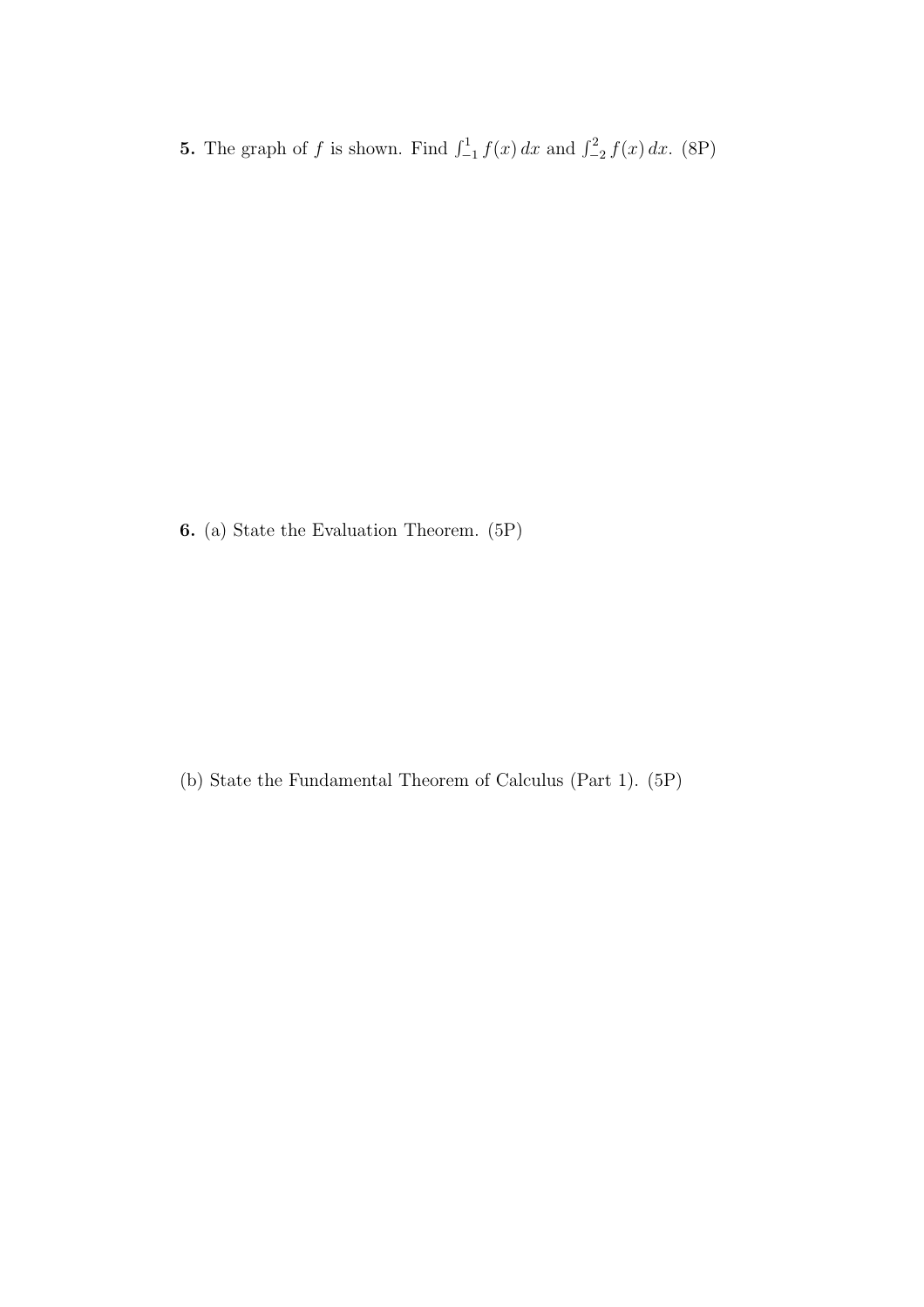**5.** The graph of $f$ is shown. Find $\int_{-1}^{1} f(x)\,dx$ and $\int_{-2}^{2} f(x)\,dx$. (8P)

**6.** (a) State the Evaluation Theorem. (5P)

(b) State the Fundamental Theorem of Calculus (Part 1). (5P)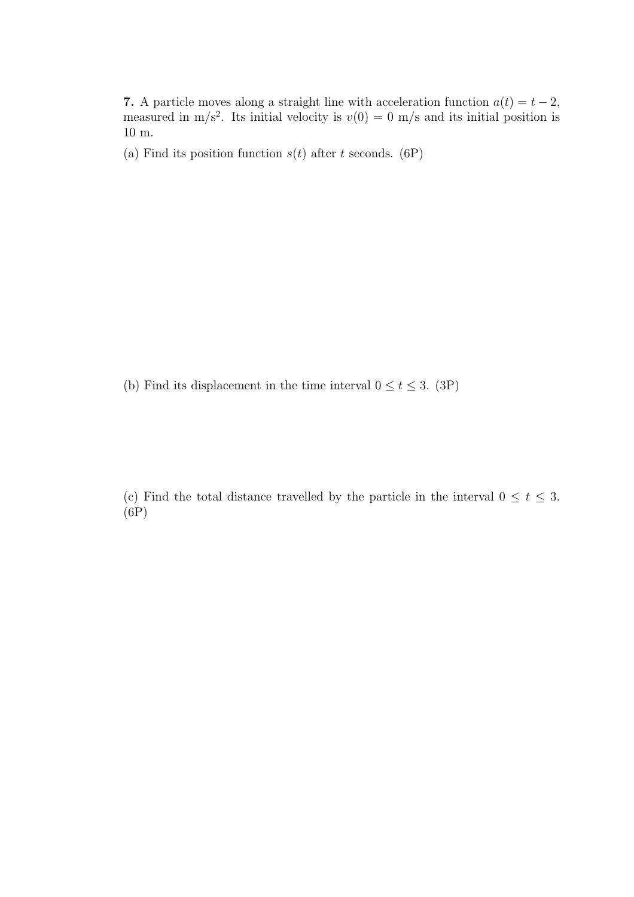**7.** A particle moves along a straight line with acceleration function $a(t) = t - 2$, measured in $\mathrm{m/s^2}$. Its initial velocity is $v(0) = 0$ m/s and its initial position is 10 m.

(a) Find its position function $s(t)$ after $t$ seconds. (6P)

(b) Find its displacement in the time interval $0 \leq t \leq 3$. (3P)

(c) Find the total distance travelled by the particle in the interval $0 \leq t \leq 3$. (6P)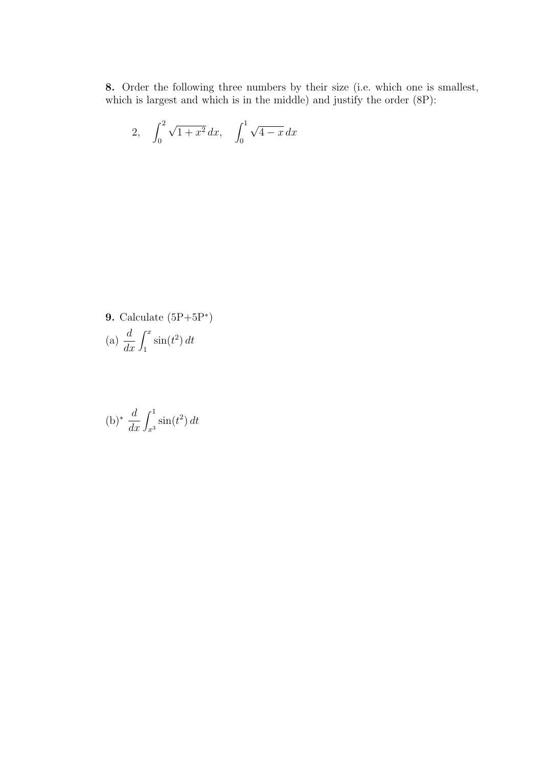**8.** Order the following three numbers by their size (i.e. which one is smallest, which is largest and which is in the middle) and justify the order (8P):

$$2, \quad \int_0^2 \sqrt{1+x^2}\,dx, \quad \int_0^1 \sqrt{4-x}\,dx$$

**9.** Calculate (5P+5P*)

(a) $\dfrac{d}{dx}\displaystyle\int_1^x \sin(t^2)\,dt$

(b)* $\dfrac{d}{dx}\displaystyle\int_{x^3}^1 \sin(t^2)\,dt$